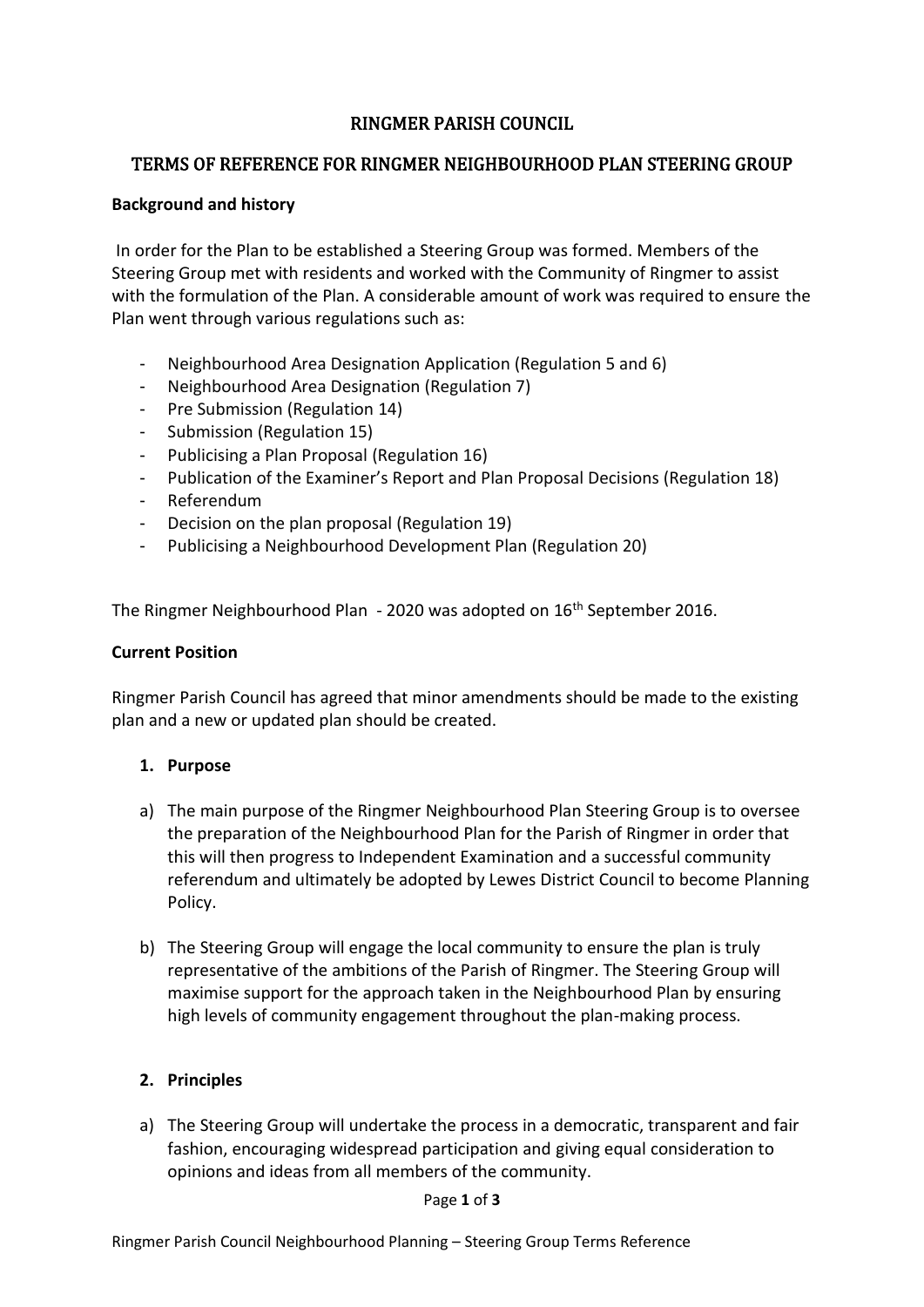# RINGMER PARISH COUNCIL

## TERMS OF REFERENCE FOR RINGMER NEIGHBOURHOOD PLAN STEERING GROUP

**Background and history**

In order for the Plan to be established a Steering Group was formed. Members of the Steering Group met with residents and worked with the Community of Ringmer to assist with the formulation of the Plan. A considerable amount of work was required to ensure the Plan went through various regulations such as:

- Neighbourhood Area Designation Application (Regulation 5 and 6)
- Neighbourhood Area Designation (Regulation 7)
- Pre Submission (Regulation 14)
- Submission (Regulation 15)
- Publicising a Plan Proposal (Regulation 16)
- Publication of the Examiner's Report and Plan Proposal Decisions (Regulation 18)
- Referendum
- Decision on the plan proposal (Regulation 19)
- Publicising a Neighbourhood Development Plan (Regulation 20)

The Ringmer Neighbourhood Plan - 2020 was adopted on 16th September 2016.

**Current Position**

Ringmer Parish Council has agreed that minor amendments should be made to the existing plan and a new or updated plan should be created.

1. **Purpose**

a) The main purpose of the Ringmer Neighbourhood Plan Steering Group is to oversee the preparation of the Neighbourhood Plan for the Parish of Ringmer in order that this will then progress to Independent Examination and a successful community referendum and ultimately be adopted by Lewes District Council to become Planning Policy.

b) The Steering Group will engage the local community to ensure the plan is truly representative of the ambitions of the Parish of Ringmer. The Steering Group will maximise support for the approach taken in the Neighbourhood Plan by ensuring high levels of community engagement throughout the plan-making process.

2. **Principles**

a) The Steering Group will undertake the process in a democratic, transparent and fair fashion, encouraging widespread participation and giving equal consideration to opinions and ideas from all members of the community.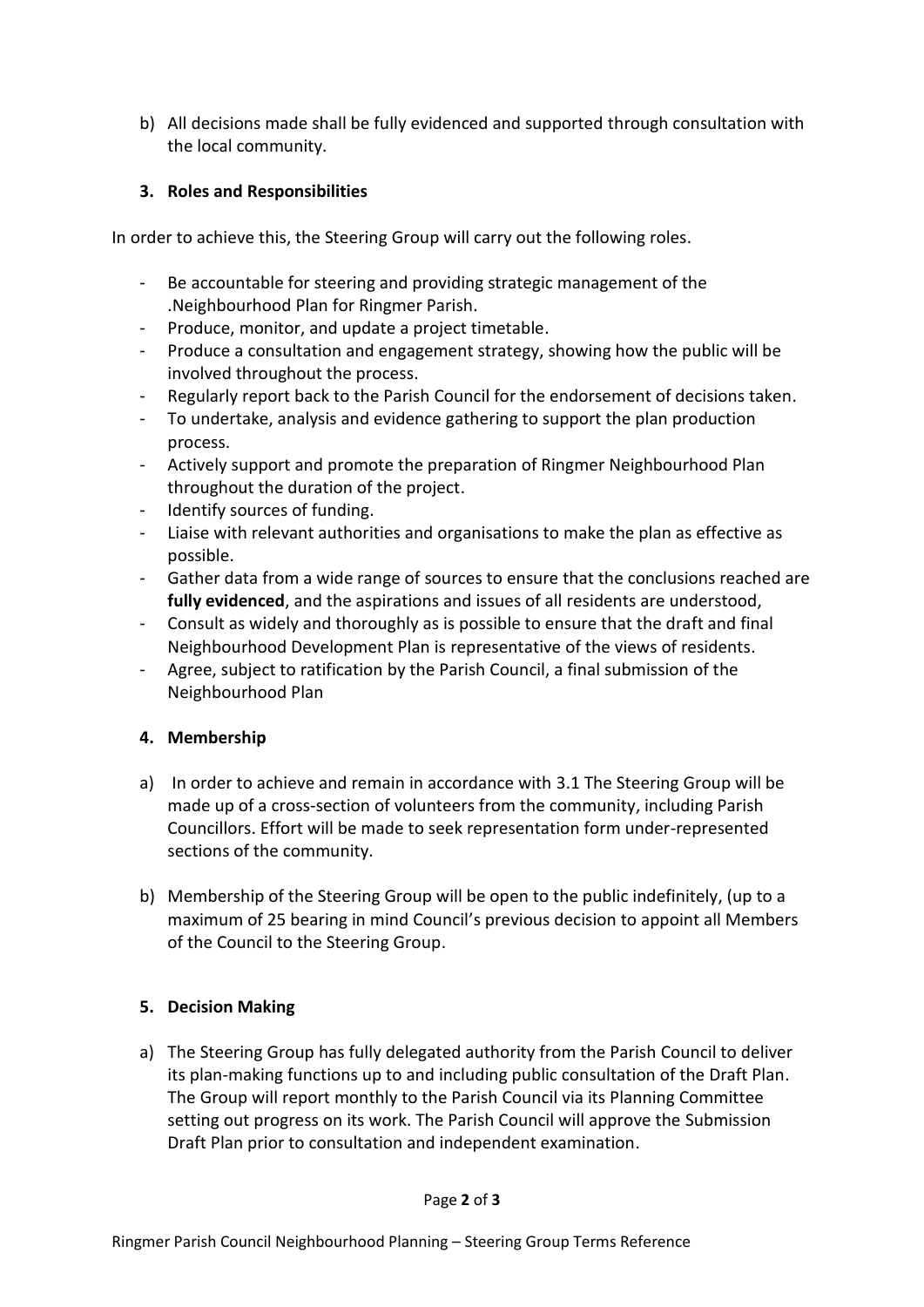b) All decisions made shall be fully evidenced and supported through consultation with the local community.

### 3. Roles and Responsibilities

In order to achieve this, the Steering Group will carry out the following roles.

- Be accountable for steering and providing strategic management of the .Neighbourhood Plan for Ringmer Parish.
- Produce, monitor, and update a project timetable.
- Produce a consultation and engagement strategy, showing how the public will be involved throughout the process.
- Regularly report back to the Parish Council for the endorsement of decisions taken.
- To undertake, analysis and evidence gathering to support the plan production process.
- Actively support and promote the preparation of Ringmer Neighbourhood Plan throughout the duration of the project.
- Identify sources of funding.
- Liaise with relevant authorities and organisations to make the plan as effective as possible.
- Gather data from a wide range of sources to ensure that the conclusions reached are **fully evidenced**, and the aspirations and issues of all residents are understood,
- Consult as widely and thoroughly as is possible to ensure that the draft and final Neighbourhood Development Plan is representative of the views of residents.
- Agree, subject to ratification by the Parish Council, a final submission of the Neighbourhood Plan

### 4. Membership

a) In order to achieve and remain in accordance with 3.1 The Steering Group will be made up of a cross-section of volunteers from the community, including Parish Councillors. Effort will be made to seek representation form under-represented sections of the community.

b) Membership of the Steering Group will be open to the public indefinitely, (up to a maximum of 25 bearing in mind Council's previous decision to appoint all Members of the Council to the Steering Group.

### 5. Decision Making

a) The Steering Group has fully delegated authority from the Parish Council to deliver its plan-making functions up to and including public consultation of the Draft Plan. The Group will report monthly to the Parish Council via its Planning Committee setting out progress on its work. The Parish Council will approve the Submission Draft Plan prior to consultation and independent examination.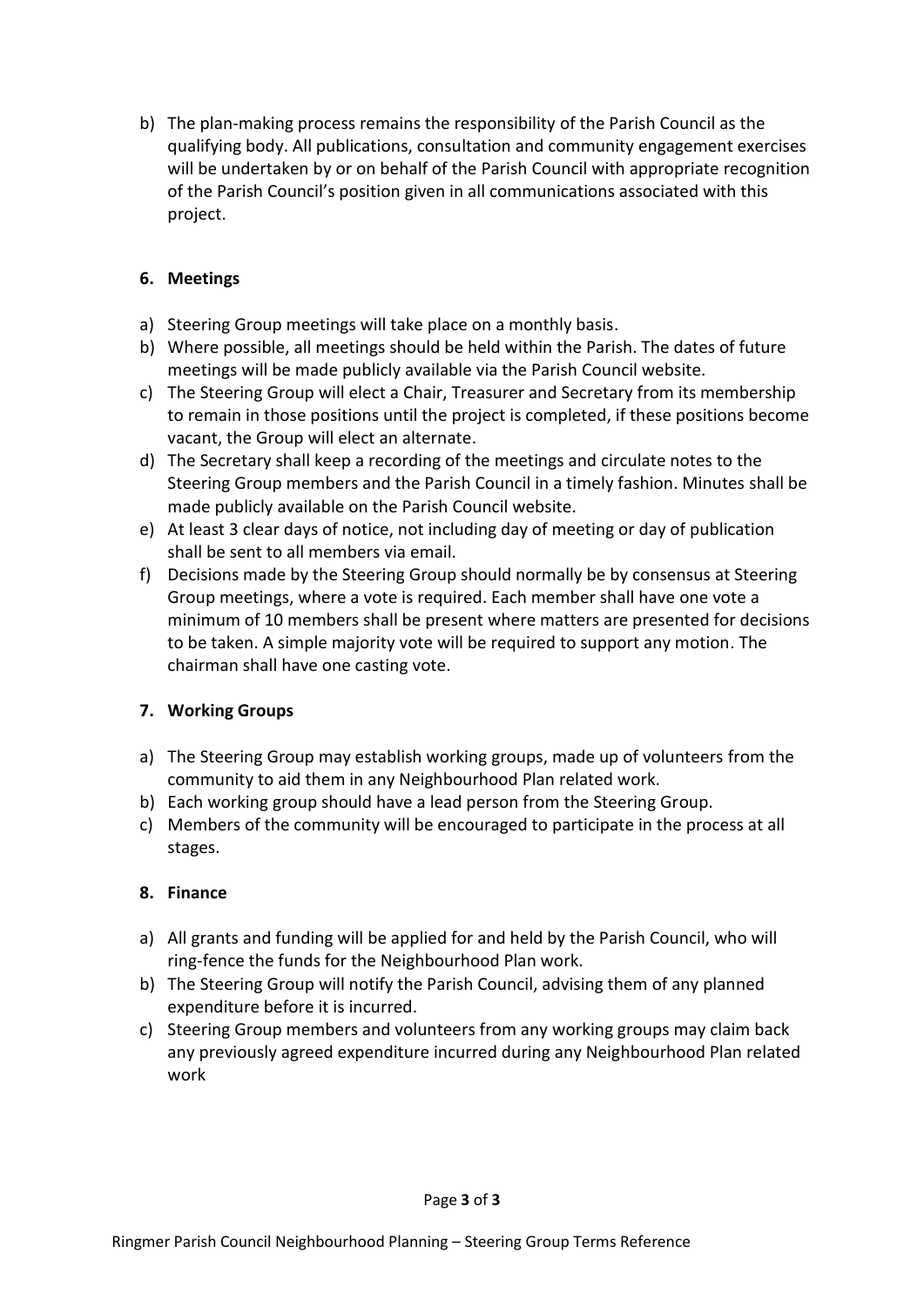b) The plan-making process remains the responsibility of the Parish Council as the qualifying body. All publications, consultation and community engagement exercises will be undertaken by or on behalf of the Parish Council with appropriate recognition of the Parish Council's position given in all communications associated with this project.

**6. Meetings**

a) Steering Group meetings will take place on a monthly basis.
b) Where possible, all meetings should be held within the Parish. The dates of future meetings will be made publicly available via the Parish Council website.
c) The Steering Group will elect a Chair, Treasurer and Secretary from its membership to remain in those positions until the project is completed, if these positions become vacant, the Group will elect an alternate.
d) The Secretary shall keep a recording of the meetings and circulate notes to the Steering Group members and the Parish Council in a timely fashion. Minutes shall be made publicly available on the Parish Council website.
e) At least 3 clear days of notice, not including day of meeting or day of publication shall be sent to all members via email.
f) Decisions made by the Steering Group should normally be by consensus at Steering Group meetings, where a vote is required. Each member shall have one vote a minimum of 10 members shall be present where matters are presented for decisions to be taken. A simple majority vote will be required to support any motion. The chairman shall have one casting vote.

**7. Working Groups**

a) The Steering Group may establish working groups, made up of volunteers from the community to aid them in any Neighbourhood Plan related work.
b) Each working group should have a lead person from the Steering Group.
c) Members of the community will be encouraged to participate in the process at all stages.

**8. Finance**

a) All grants and funding will be applied for and held by the Parish Council, who will ring-fence the funds for the Neighbourhood Plan work.
b) The Steering Group will notify the Parish Council, advising them of any planned expenditure before it is incurred.
c) Steering Group members and volunteers from any working groups may claim back any previously agreed expenditure incurred during any Neighbourhood Plan related work